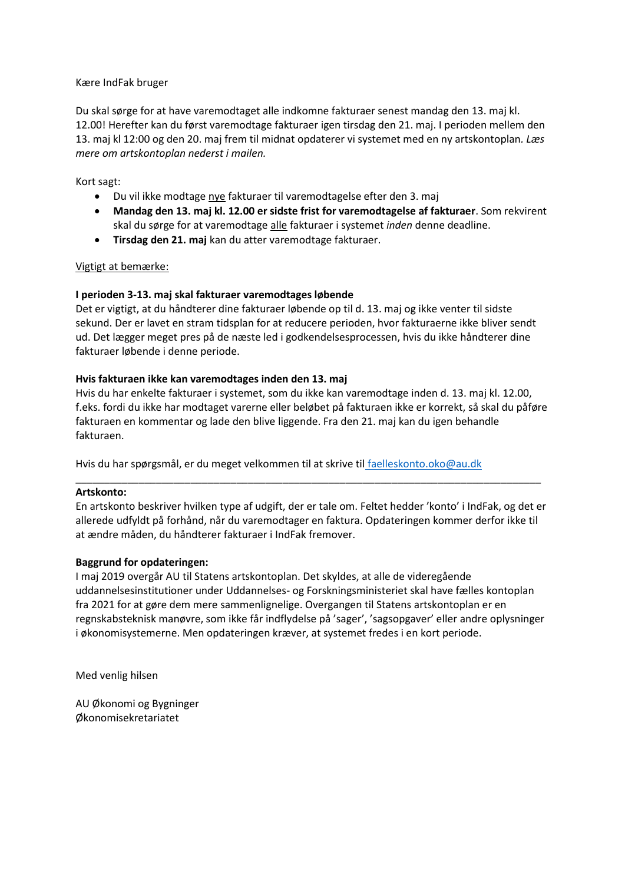Kære IndFak bruger

Du skal sørge for at have varemodtaget alle indkomne fakturaer senest mandag den 13. maj kl. 12.00! Herefter kan du først varemodtage fakturaer igen tirsdag den 21. maj. I perioden mellem den 13. maj kl 12:00 og den 20. maj frem til midnat opdaterer vi systemet med en ny artskontoplan. *Læs mere om artskontoplan nederst i mailen.*

Kort sagt:

- Du vil ikke modtage <u>nye</u> fakturaer til varemodtagelse efter den 3. maj
- **Mandag den 13. maj kl. 12.00 er sidste frist for varemodtagelse af fakturaer**. Som rekvirent skal du sørge for at varemodtage <u>alle</u> fakturaer i systemet *inden* denne deadline.
- **Tirsdag den 21. maj** kan du atter varemodtage fakturaer.

<u>Vigtigt at bemærke:</u>

**I perioden 3-13. maj skal fakturaer varemodtages løbende**
Det er vigtigt, at du håndterer dine fakturaer løbende op til d. 13. maj og ikke venter til sidste sekund. Der er lavet en stram tidsplan for at reducere perioden, hvor fakturaerne ikke bliver sendt ud. Det lægger meget pres på de næste led i godkendelsesprocessen, hvis du ikke håndterer dine fakturaer løbende i denne periode.

**Hvis fakturaen ikke kan varemodtages inden den 13. maj**
Hvis du har enkelte fakturaer i systemet, som du ikke kan varemodtage inden d. 13. maj kl. 12.00, f.eks. fordi du ikke har modtaget varerne eller beløbet på fakturaen ikke er korrekt, så skal du påføre fakturaen en kommentar og lade den blive liggende. Fra den 21. maj kan du igen behandle fakturaen.

Hvis du har spørgsmål, er du meget velkommen til at skrive til faelleskonto.oko@au.dk

---

**Artskonto:**
En artskonto beskriver hvilken type af udgift, der er tale om. Feltet hedder 'konto' i IndFak, og det er allerede udfyldt på forhånd, når du varemodtager en faktura. Opdateringen kommer derfor ikke til at ændre måden, du håndterer fakturaer i IndFak fremover.

**Baggrund for opdateringen:**
I maj 2019 overgår AU til Statens artskontoplan. Det skyldes, at alle de videregående uddannelsesinstitutioner under Uddannelses- og Forskningsministeriet skal have fælles kontoplan fra 2021 for at gøre dem mere sammenlignelige. Overgangen til Statens artskontoplan er en regnskabsteknisk manøvre, som ikke får indflydelse på 'sager', 'sagsopgaver' eller andre oplysninger i økonomisystemerne. Men opdateringen kræver, at systemet fredes i en kort periode.

Med venlig hilsen

AU Økonomi og Bygninger
Økonomisekretariatet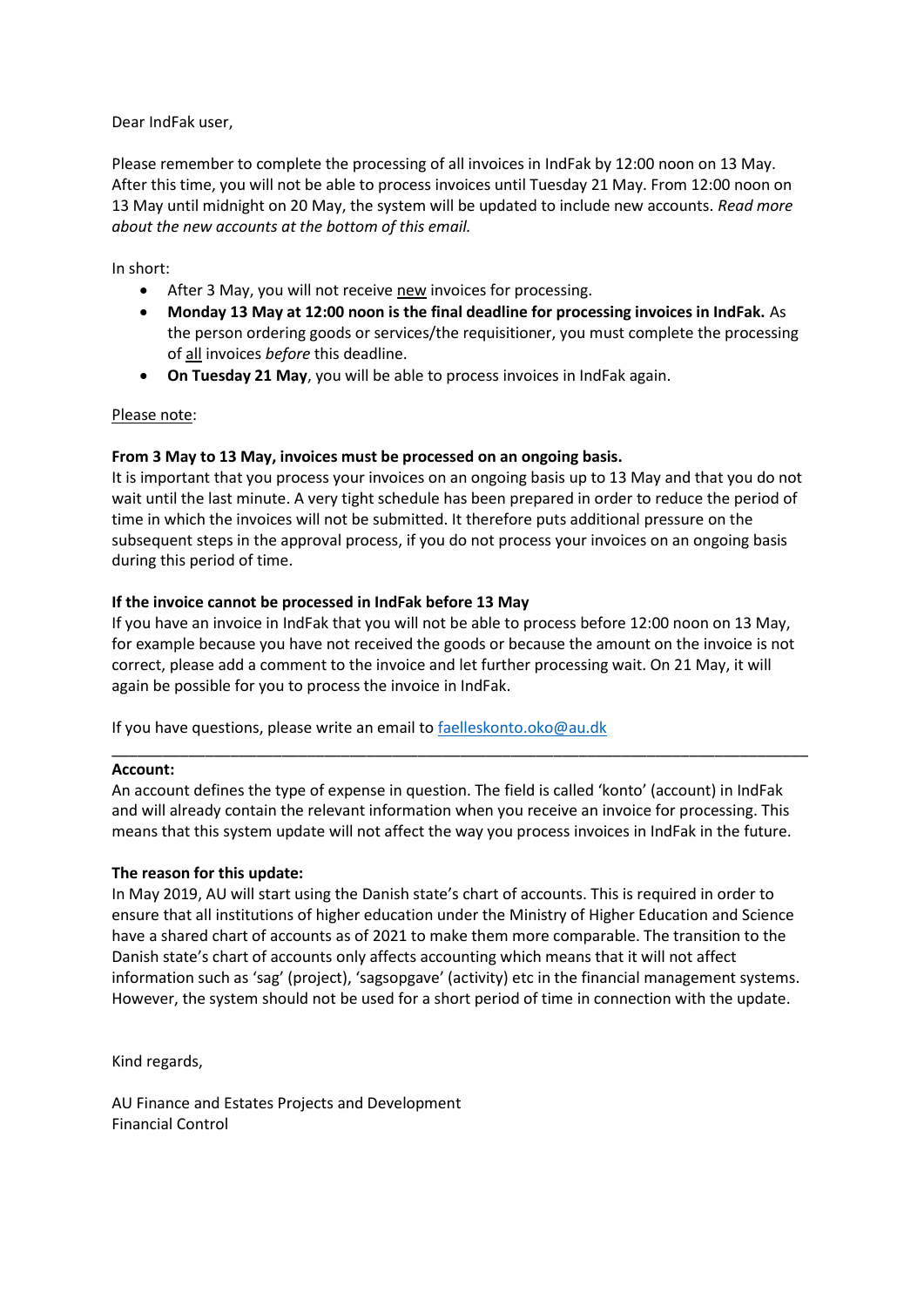Dear IndFak user,

Please remember to complete the processing of all invoices in IndFak by 12:00 noon on 13 May. After this time, you will not be able to process invoices until Tuesday 21 May. From 12:00 noon on 13 May until midnight on 20 May, the system will be updated to include new accounts. *Read more about the new accounts at the bottom of this email.*

In short:

- After 3 May, you will not receive <u>new</u> invoices for processing.
- **Monday 13 May at 12:00 noon is the final deadline for processing invoices in IndFak.** As the person ordering goods or services/the requisitioner, you must complete the processing of <u>all</u> invoices *before* this deadline.
- **On Tuesday 21 May**, you will be able to process invoices in IndFak again.

<u>Please note</u>:

**From 3 May to 13 May, invoices must be processed on an ongoing basis.**
It is important that you process your invoices on an ongoing basis up to 13 May and that you do not wait until the last minute. A very tight schedule has been prepared in order to reduce the period of time in which the invoices will not be submitted. It therefore puts additional pressure on the subsequent steps in the approval process, if you do not process your invoices on an ongoing basis during this period of time.

**If the invoice cannot be processed in IndFak before 13 May**
If you have an invoice in IndFak that you will not be able to process before 12:00 noon on 13 May, for example because you have not received the goods or because the amount on the invoice is not correct, please add a comment to the invoice and let further processing wait. On 21 May, it will again be possible for you to process the invoice in IndFak.

If you have questions, please write an email to faelleskonto.oko@au.dk

---

**Account:**
An account defines the type of expense in question. The field is called 'konto' (account) in IndFak and will already contain the relevant information when you receive an invoice for processing. This means that this system update will not affect the way you process invoices in IndFak in the future.

**The reason for this update:**
In May 2019, AU will start using the Danish state's chart of accounts. This is required in order to ensure that all institutions of higher education under the Ministry of Higher Education and Science have a shared chart of accounts as of 2021 to make them more comparable. The transition to the Danish state's chart of accounts only affects accounting which means that it will not affect information such as 'sag' (project), 'sagsopgave' (activity) etc in the financial management systems. However, the system should not be used for a short period of time in connection with the update.

Kind regards,

AU Finance and Estates Projects and Development
Financial Control